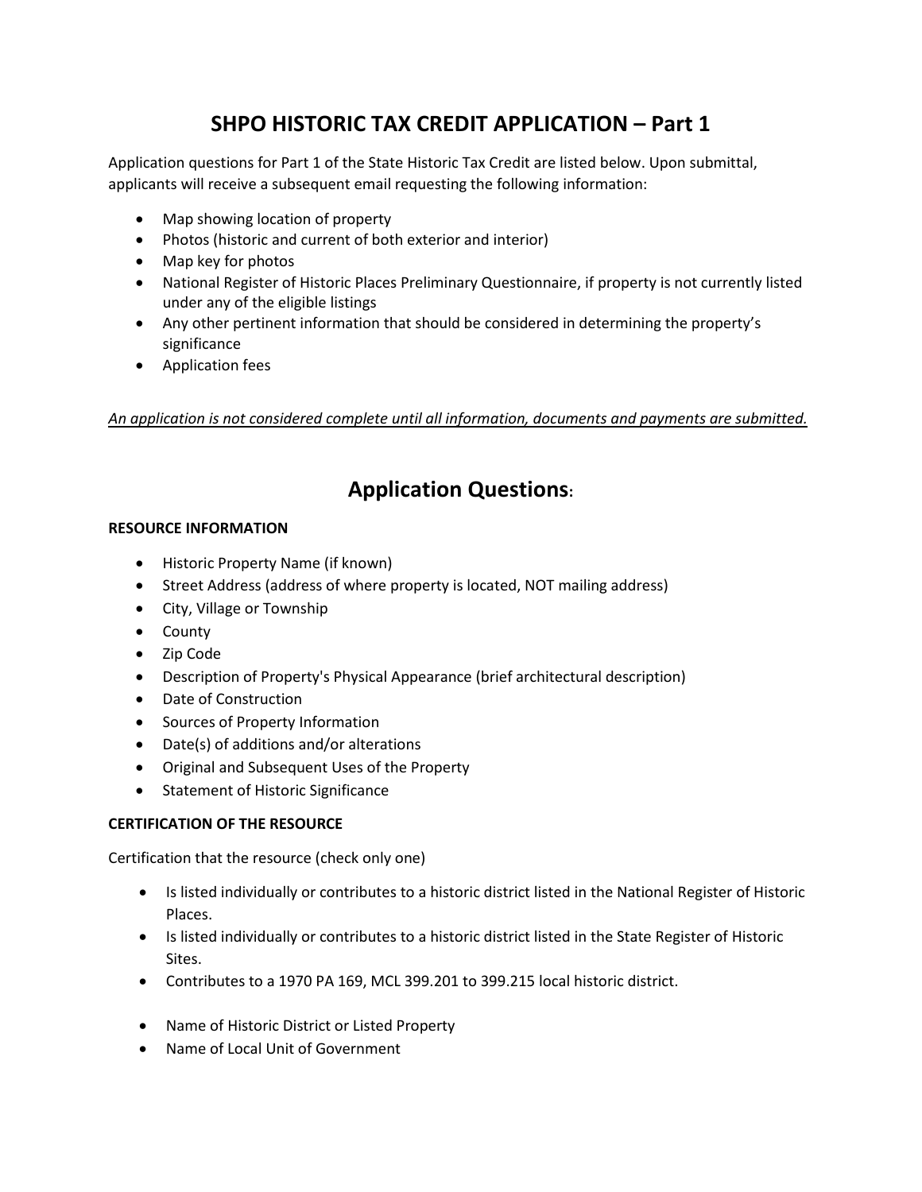# SHPO HISTORIC TAX CREDIT APPLICATION – Part 1

Application questions for Part 1 of the State Historic Tax Credit are listed below. Upon submittal, applicants will receive a subsequent email requesting the following information:

- Map showing location of property
- Photos (historic and current of both exterior and interior)
- Map key for photos
- National Register of Historic Places Preliminary Questionnaire, if property is not currently listed under any of the eligible listings
- Any other pertinent information that should be considered in determining the property's significance
- Application fees

*An application is not considered complete until all information, documents and payments are submitted.*

## Application Questions:

**RESOURCE INFORMATION**

- Historic Property Name (if known)
- Street Address (address of where property is located, NOT mailing address)
- City, Village or Township
- County
- Zip Code
- Description of Property's Physical Appearance (brief architectural description)
- Date of Construction
- Sources of Property Information
- Date(s) of additions and/or alterations
- Original and Subsequent Uses of the Property
- Statement of Historic Significance

**CERTIFICATION OF THE RESOURCE**

Certification that the resource (check only one)

- Is listed individually or contributes to a historic district listed in the National Register of Historic Places.
- Is listed individually or contributes to a historic district listed in the State Register of Historic Sites.
- Contributes to a 1970 PA 169, MCL 399.201 to 399.215 local historic district.

- Name of Historic District or Listed Property
- Name of Local Unit of Government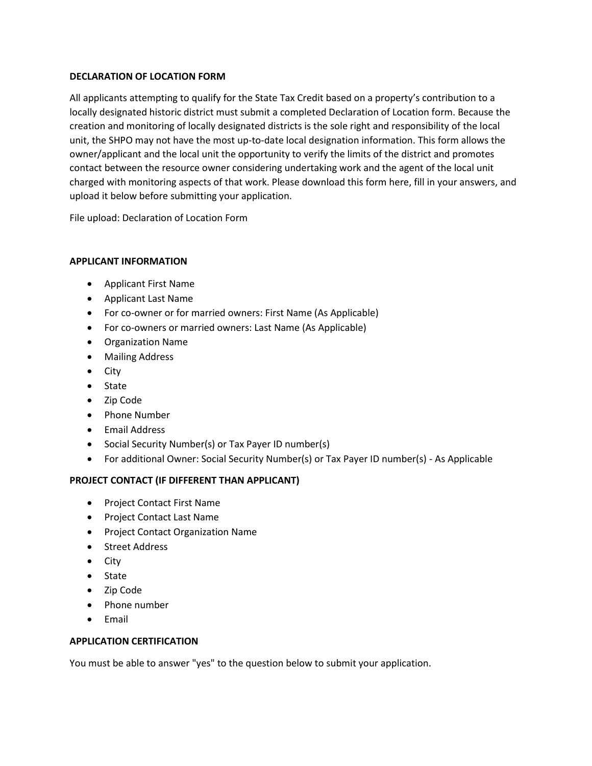**DECLARATION OF LOCATION FORM**

All applicants attempting to qualify for the State Tax Credit based on a property's contribution to a locally designated historic district must submit a completed Declaration of Location form. Because the creation and monitoring of locally designated districts is the sole right and responsibility of the local unit, the SHPO may not have the most up-to-date local designation information. This form allows the owner/applicant and the local unit the opportunity to verify the limits of the district and promotes contact between the resource owner considering undertaking work and the agent of the local unit charged with monitoring aspects of that work. Please download this form here, fill in your answers, and upload it below before submitting your application.

File upload: Declaration of Location Form

**APPLICANT INFORMATION**

- Applicant First Name
- Applicant Last Name
- For co-owner or for married owners: First Name (As Applicable)
- For co-owners or married owners: Last Name (As Applicable)
- Organization Name
- Mailing Address
- City
- State
- Zip Code
- Phone Number
- Email Address
- Social Security Number(s) or Tax Payer ID number(s)
- For additional Owner: Social Security Number(s) or Tax Payer ID number(s) - As Applicable

**PROJECT CONTACT (IF DIFFERENT THAN APPLICANT)**

- Project Contact First Name
- Project Contact Last Name
- Project Contact Organization Name
- Street Address
- City
- State
- Zip Code
- Phone number
- Email

**APPLICATION CERTIFICATION**

You must be able to answer "yes" to the question below to submit your application.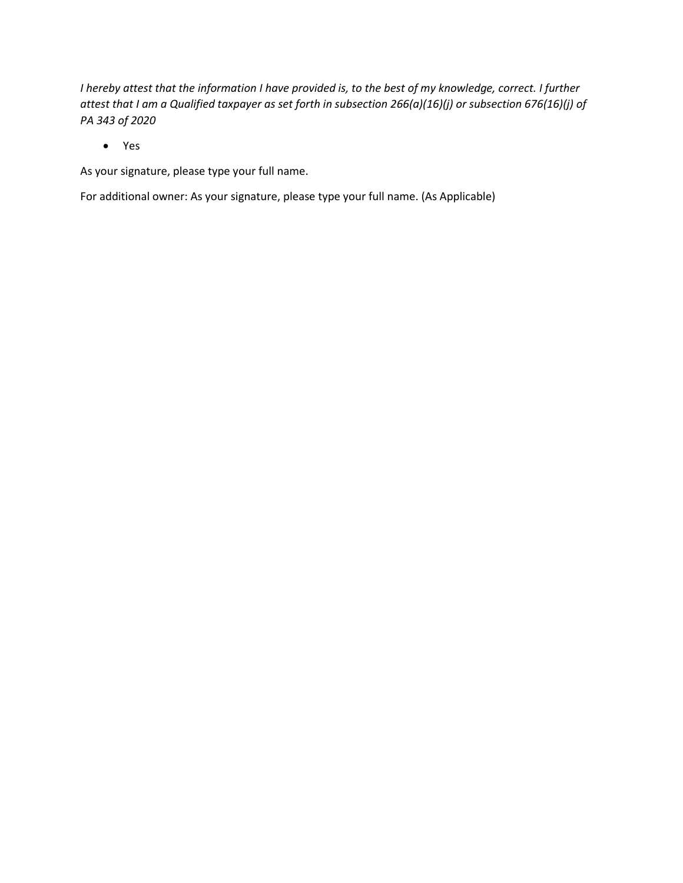*I hereby attest that the information I have provided is, to the best of my knowledge, correct. I further attest that I am a Qualified taxpayer as set forth in subsection 266(a)(16)(j) or subsection 676(16)(j) of PA 343 of 2020*

- Yes

As your signature, please type your full name.

For additional owner: As your signature, please type your full name. (As Applicable)